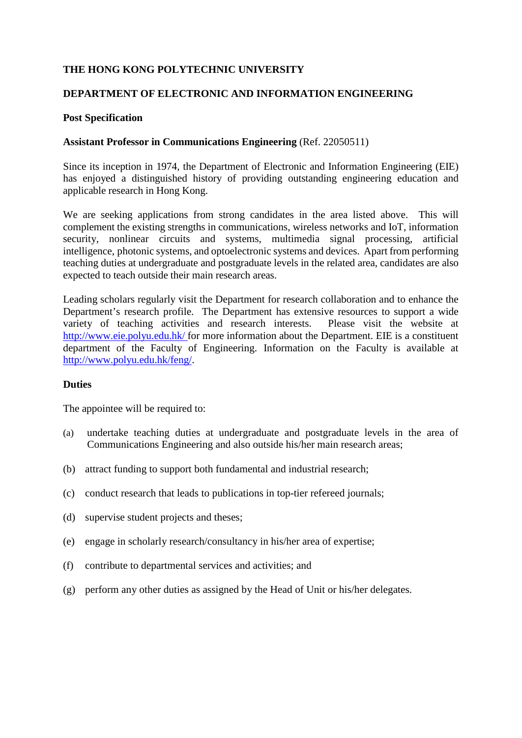**THE HONG KONG POLYTECHNIC UNIVERSITY**

**DEPARTMENT OF ELECTRONIC AND INFORMATION ENGINEERING**

**Post Specification**

**Assistant Professor in Communications Engineering** (Ref. 22050511)

Since its inception in 1974, the Department of Electronic and Information Engineering (EIE) has enjoyed a distinguished history of providing outstanding engineering education and applicable research in Hong Kong.

We are seeking applications from strong candidates in the area listed above. This will complement the existing strengths in communications, wireless networks and IoT, information security, nonlinear circuits and systems, multimedia signal processing, artificial intelligence, photonic systems, and optoelectronic systems and devices. Apart from performing teaching duties at undergraduate and postgraduate levels in the related area, candidates are also expected to teach outside their main research areas.

Leading scholars regularly visit the Department for research collaboration and to enhance the Department's research profile. The Department has extensive resources to support a wide variety of teaching activities and research interests. Please visit the website at http://www.eie.polyu.edu.hk/ for more information about the Department. EIE is a constituent department of the Faculty of Engineering. Information on the Faculty is available at http://www.polyu.edu.hk/feng/.

**Duties**

The appointee will be required to:

(a) undertake teaching duties at undergraduate and postgraduate levels in the area of Communications Engineering and also outside his/her main research areas;

(b) attract funding to support both fundamental and industrial research;

(c) conduct research that leads to publications in top-tier refereed journals;

(d) supervise student projects and theses;

(e) engage in scholarly research/consultancy in his/her area of expertise;

(f) contribute to departmental services and activities; and

(g) perform any other duties as assigned by the Head of Unit or his/her delegates.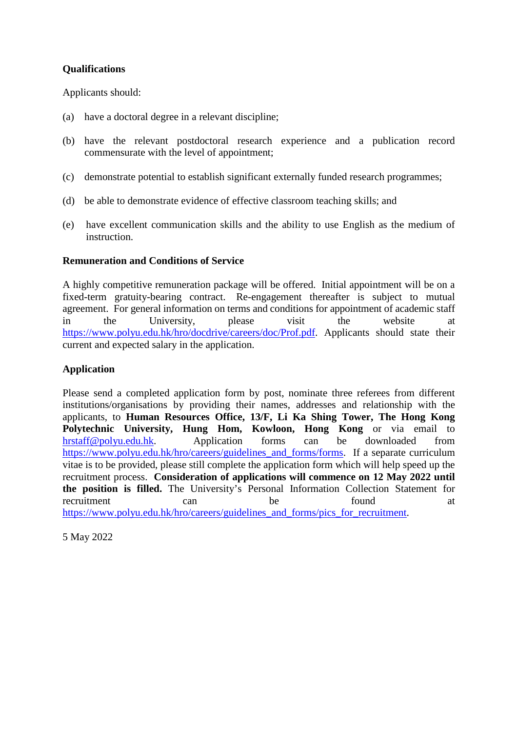**Qualifications**

Applicants should:

(a) have a doctoral degree in a relevant discipline;

(b) have the relevant postdoctoral research experience and a publication record commensurate with the level of appointment;

(c) demonstrate potential to establish significant externally funded research programmes;

(d) be able to demonstrate evidence of effective classroom teaching skills; and

(e) have excellent communication skills and the ability to use English as the medium of instruction.

**Remuneration and Conditions of Service**

A highly competitive remuneration package will be offered. Initial appointment will be on a fixed-term gratuity-bearing contract. Re-engagement thereafter is subject to mutual agreement. For general information on terms and conditions for appointment of academic staff in the University, please visit the website at https://www.polyu.edu.hk/hro/docdrive/careers/doc/Prof.pdf. Applicants should state their current and expected salary in the application.

**Application**

Please send a completed application form by post, nominate three referees from different institutions/organisations by providing their names, addresses and relationship with the applicants, to **Human Resources Office, 13/F, Li Ka Shing Tower, The Hong Kong Polytechnic University, Hung Hom, Kowloon, Hong Kong** or via email to hrstaff@polyu.edu.hk. Application forms can be downloaded from https://www.polyu.edu.hk/hro/careers/guidelines_and_forms/forms. If a separate curriculum vitae is to be provided, please still complete the application form which will help speed up the recruitment process. **Consideration of applications will commence on 12 May 2022 until the position is filled.** The University's Personal Information Collection Statement for recruitment can be found at https://www.polyu.edu.hk/hro/careers/guidelines_and_forms/pics_for_recruitment.

5 May 2022